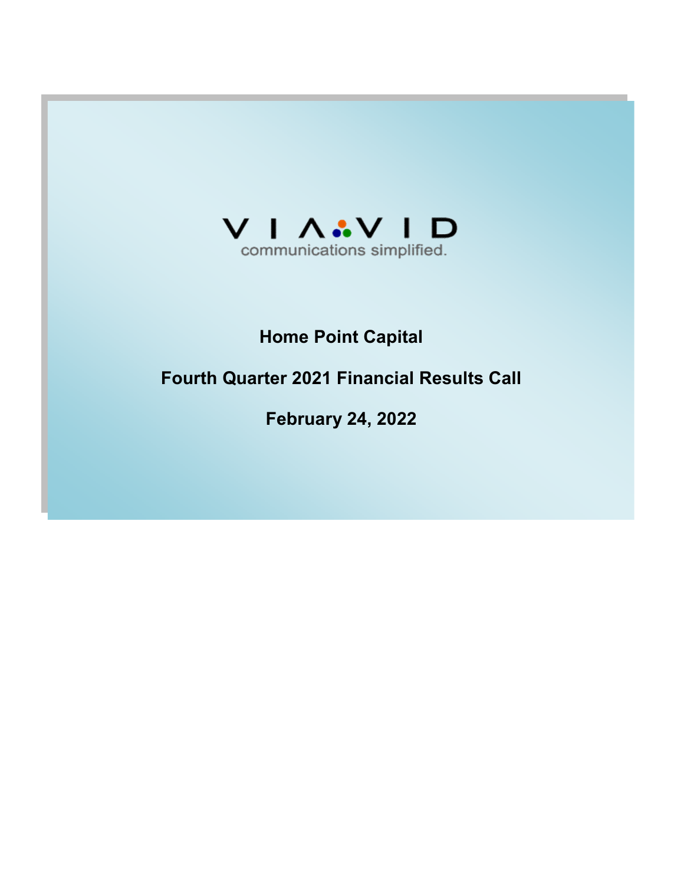VIAVID

communications simplified.

# Home Point Capital

## Fourth Quarter 2021 Financial Results Call

## February 24, 2022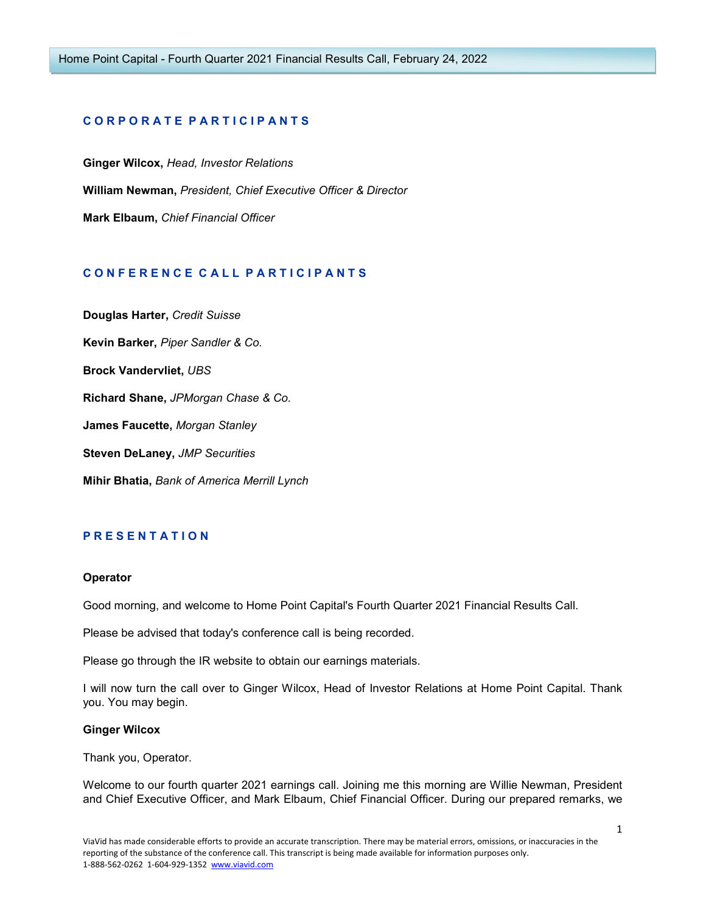## CORPORATE PARTICIPANTS

**Ginger Wilcox,** *Head, Investor Relations*

**William Newman,** *President, Chief Executive Officer & Director*

**Mark Elbaum,** *Chief Financial Officer*

## CONFERENCE CALL PARTICIPANTS

**Douglas Harter,** *Credit Suisse*

**Kevin Barker,** *Piper Sandler & Co.*

**Brock Vandervliet,** *UBS*

**Richard Shane,** *JPMorgan Chase & Co.*

**James Faucette,** *Morgan Stanley*

**Steven DeLaney,** *JMP Securities*

**Mihir Bhatia,** *Bank of America Merrill Lynch*

## PRESENTATION

**Operator**

Good morning, and welcome to Home Point Capital's Fourth Quarter 2021 Financial Results Call.

Please be advised that today's conference call is being recorded.

Please go through the IR website to obtain our earnings materials.

I will now turn the call over to Ginger Wilcox, Head of Investor Relations at Home Point Capital. Thank you. You may begin.

**Ginger Wilcox**

Thank you, Operator.

Welcome to our fourth quarter 2021 earnings call. Joining me this morning are Willie Newman, President and Chief Executive Officer, and Mark Elbaum, Chief Financial Officer. During our prepared remarks, we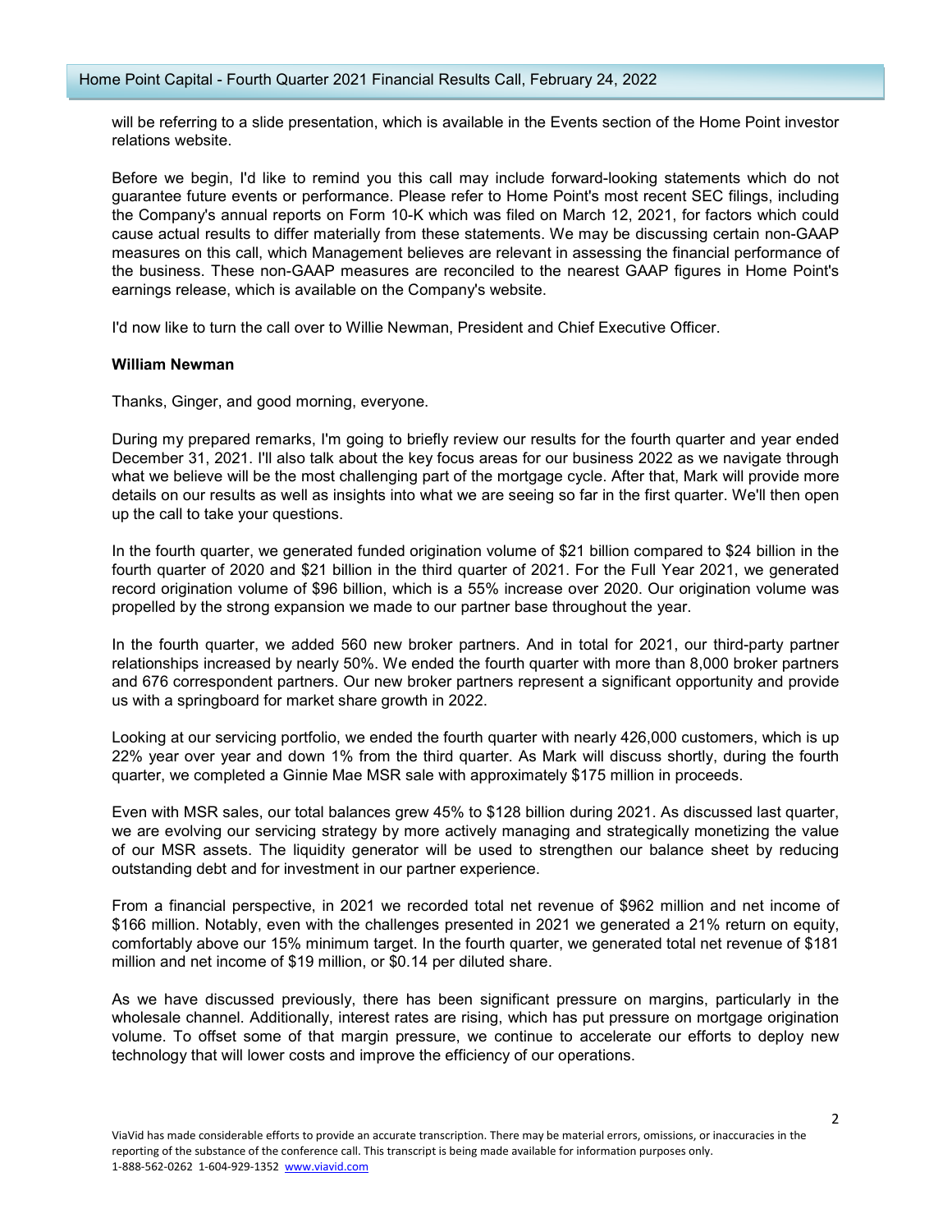will be referring to a slide presentation, which is available in the Events section of the Home Point investor relations website.

Before we begin, I'd like to remind you this call may include forward-looking statements which do not guarantee future events or performance. Please refer to Home Point's most recent SEC filings, including the Company's annual reports on Form 10-K which was filed on March 12, 2021, for factors which could cause actual results to differ materially from these statements. We may be discussing certain non-GAAP measures on this call, which Management believes are relevant in assessing the financial performance of the business. These non-GAAP measures are reconciled to the nearest GAAP figures in Home Point's earnings release, which is available on the Company's website.

I'd now like to turn the call over to Willie Newman, President and Chief Executive Officer.

**William Newman**

Thanks, Ginger, and good morning, everyone.

During my prepared remarks, I'm going to briefly review our results for the fourth quarter and year ended December 31, 2021. I'll also talk about the key focus areas for our business 2022 as we navigate through what we believe will be the most challenging part of the mortgage cycle. After that, Mark will provide more details on our results as well as insights into what we are seeing so far in the first quarter. We'll then open up the call to take your questions.

In the fourth quarter, we generated funded origination volume of $21 billion compared to $24 billion in the fourth quarter of 2020 and $21 billion in the third quarter of 2021. For the Full Year 2021, we generated record origination volume of $96 billion, which is a 55% increase over 2020. Our origination volume was propelled by the strong expansion we made to our partner base throughout the year.

In the fourth quarter, we added 560 new broker partners. And in total for 2021, our third-party partner relationships increased by nearly 50%. We ended the fourth quarter with more than 8,000 broker partners and 676 correspondent partners. Our new broker partners represent a significant opportunity and provide us with a springboard for market share growth in 2022.

Looking at our servicing portfolio, we ended the fourth quarter with nearly 426,000 customers, which is up 22% year over year and down 1% from the third quarter. As Mark will discuss shortly, during the fourth quarter, we completed a Ginnie Mae MSR sale with approximately $175 million in proceeds.

Even with MSR sales, our total balances grew 45% to $128 billion during 2021. As discussed last quarter, we are evolving our servicing strategy by more actively managing and strategically monetizing the value of our MSR assets. The liquidity generator will be used to strengthen our balance sheet by reducing outstanding debt and for investment in our partner experience.

From a financial perspective, in 2021 we recorded total net revenue of $962 million and net income of $166 million. Notably, even with the challenges presented in 2021 we generated a 21% return on equity, comfortably above our 15% minimum target. In the fourth quarter, we generated total net revenue of $181 million and net income of $19 million, or $0.14 per diluted share.

As we have discussed previously, there has been significant pressure on margins, particularly in the wholesale channel. Additionally, interest rates are rising, which has put pressure on mortgage origination volume. To offset some of that margin pressure, we continue to accelerate our efforts to deploy new technology that will lower costs and improve the efficiency of our operations.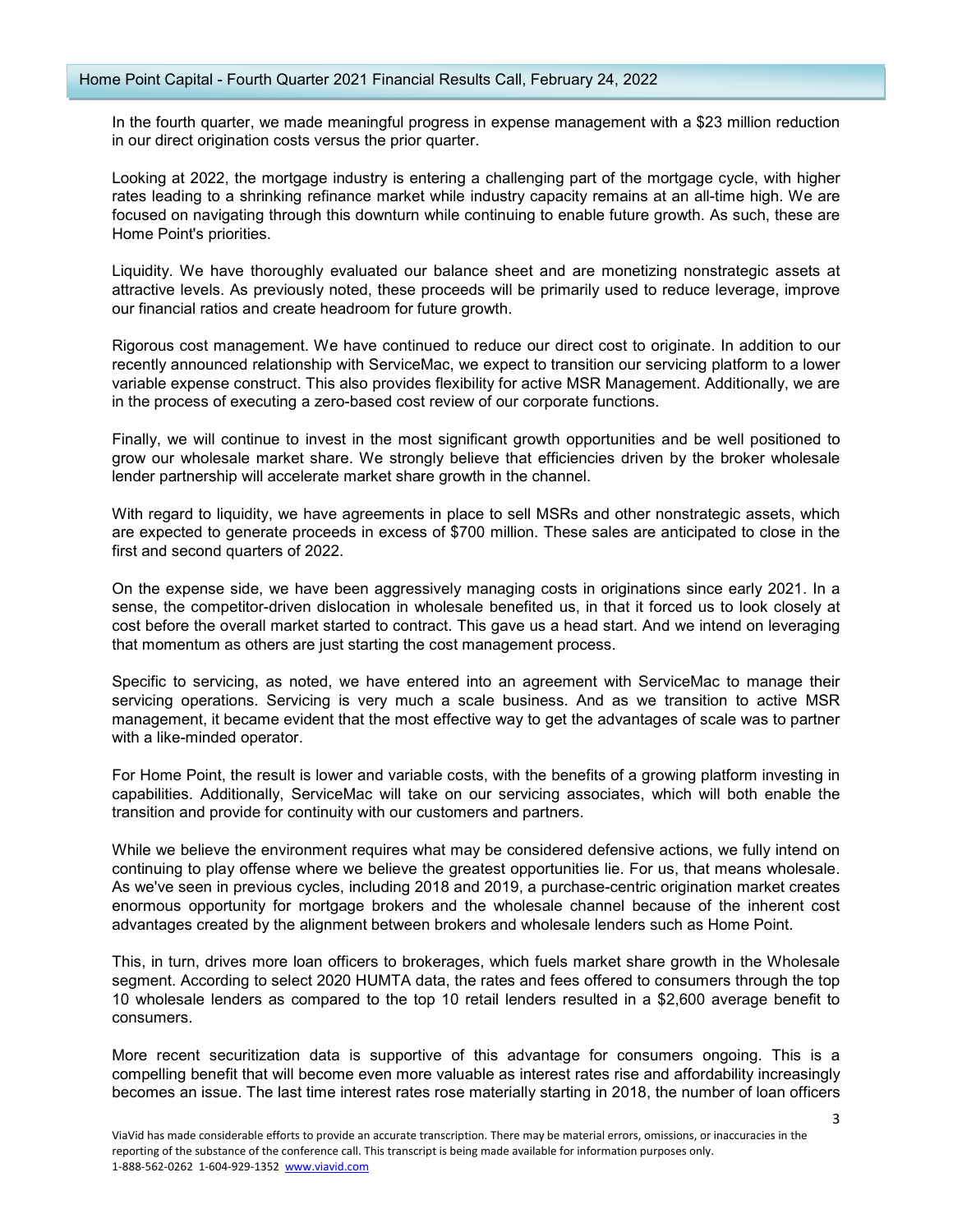In the fourth quarter, we made meaningful progress in expense management with a $23 million reduction in our direct origination costs versus the prior quarter.

Looking at 2022, the mortgage industry is entering a challenging part of the mortgage cycle, with higher rates leading to a shrinking refinance market while industry capacity remains at an all-time high. We are focused on navigating through this downturn while continuing to enable future growth. As such, these are Home Point's priorities.

Liquidity. We have thoroughly evaluated our balance sheet and are monetizing nonstrategic assets at attractive levels. As previously noted, these proceeds will be primarily used to reduce leverage, improve our financial ratios and create headroom for future growth.

Rigorous cost management. We have continued to reduce our direct cost to originate. In addition to our recently announced relationship with ServiceMac, we expect to transition our servicing platform to a lower variable expense construct. This also provides flexibility for active MSR Management. Additionally, we are in the process of executing a zero-based cost review of our corporate functions.

Finally, we will continue to invest in the most significant growth opportunities and be well positioned to grow our wholesale market share. We strongly believe that efficiencies driven by the broker wholesale lender partnership will accelerate market share growth in the channel.

With regard to liquidity, we have agreements in place to sell MSRs and other nonstrategic assets, which are expected to generate proceeds in excess of $700 million. These sales are anticipated to close in the first and second quarters of 2022.

On the expense side, we have been aggressively managing costs in originations since early 2021. In a sense, the competitor-driven dislocation in wholesale benefited us, in that it forced us to look closely at cost before the overall market started to contract. This gave us a head start. And we intend on leveraging that momentum as others are just starting the cost management process.

Specific to servicing, as noted, we have entered into an agreement with ServiceMac to manage their servicing operations. Servicing is very much a scale business. And as we transition to active MSR management, it became evident that the most effective way to get the advantages of scale was to partner with a like-minded operator.

For Home Point, the result is lower and variable costs, with the benefits of a growing platform investing in capabilities. Additionally, ServiceMac will take on our servicing associates, which will both enable the transition and provide for continuity with our customers and partners.

While we believe the environment requires what may be considered defensive actions, we fully intend on continuing to play offense where we believe the greatest opportunities lie. For us, that means wholesale. As we've seen in previous cycles, including 2018 and 2019, a purchase-centric origination market creates enormous opportunity for mortgage brokers and the wholesale channel because of the inherent cost advantages created by the alignment between brokers and wholesale lenders such as Home Point.

This, in turn, drives more loan officers to brokerages, which fuels market share growth in the Wholesale segment. According to select 2020 HUMTA data, the rates and fees offered to consumers through the top 10 wholesale lenders as compared to the top 10 retail lenders resulted in a $2,600 average benefit to consumers.

More recent securitization data is supportive of this advantage for consumers ongoing. This is a compelling benefit that will become even more valuable as interest rates rise and affordability increasingly becomes an issue. The last time interest rates rose materially starting in 2018, the number of loan officers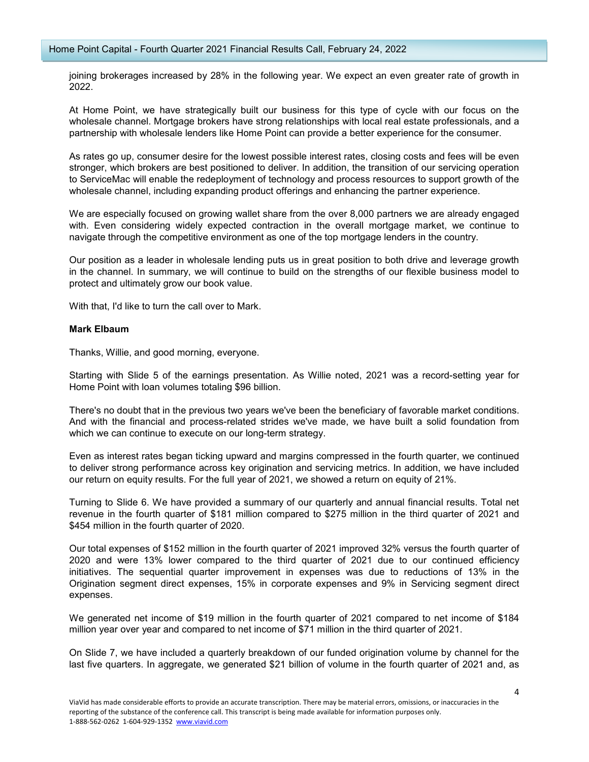joining brokerages increased by 28% in the following year. We expect an even greater rate of growth in 2022.

At Home Point, we have strategically built our business for this type of cycle with our focus on the wholesale channel. Mortgage brokers have strong relationships with local real estate professionals, and a partnership with wholesale lenders like Home Point can provide a better experience for the consumer.

As rates go up, consumer desire for the lowest possible interest rates, closing costs and fees will be even stronger, which brokers are best positioned to deliver. In addition, the transition of our servicing operation to ServiceMac will enable the redeployment of technology and process resources to support growth of the wholesale channel, including expanding product offerings and enhancing the partner experience.

We are especially focused on growing wallet share from the over 8,000 partners we are already engaged with. Even considering widely expected contraction in the overall mortgage market, we continue to navigate through the competitive environment as one of the top mortgage lenders in the country.

Our position as a leader in wholesale lending puts us in great position to both drive and leverage growth in the channel. In summary, we will continue to build on the strengths of our flexible business model to protect and ultimately grow our book value.

With that, I'd like to turn the call over to Mark.

**Mark Elbaum**

Thanks, Willie, and good morning, everyone.

Starting with Slide 5 of the earnings presentation. As Willie noted, 2021 was a record-setting year for Home Point with loan volumes totaling $96 billion.

There's no doubt that in the previous two years we've been the beneficiary of favorable market conditions. And with the financial and process-related strides we've made, we have built a solid foundation from which we can continue to execute on our long-term strategy.

Even as interest rates began ticking upward and margins compressed in the fourth quarter, we continued to deliver strong performance across key origination and servicing metrics. In addition, we have included our return on equity results. For the full year of 2021, we showed a return on equity of 21%.

Turning to Slide 6. We have provided a summary of our quarterly and annual financial results. Total net revenue in the fourth quarter of $181 million compared to $275 million in the third quarter of 2021 and $454 million in the fourth quarter of 2020.

Our total expenses of $152 million in the fourth quarter of 2021 improved 32% versus the fourth quarter of 2020 and were 13% lower compared to the third quarter of 2021 due to our continued efficiency initiatives. The sequential quarter improvement in expenses was due to reductions of 13% in the Origination segment direct expenses, 15% in corporate expenses and 9% in Servicing segment direct expenses.

We generated net income of $19 million in the fourth quarter of 2021 compared to net income of $184 million year over year and compared to net income of $71 million in the third quarter of 2021.

On Slide 7, we have included a quarterly breakdown of our funded origination volume by channel for the last five quarters. In aggregate, we generated $21 billion of volume in the fourth quarter of 2021 and, as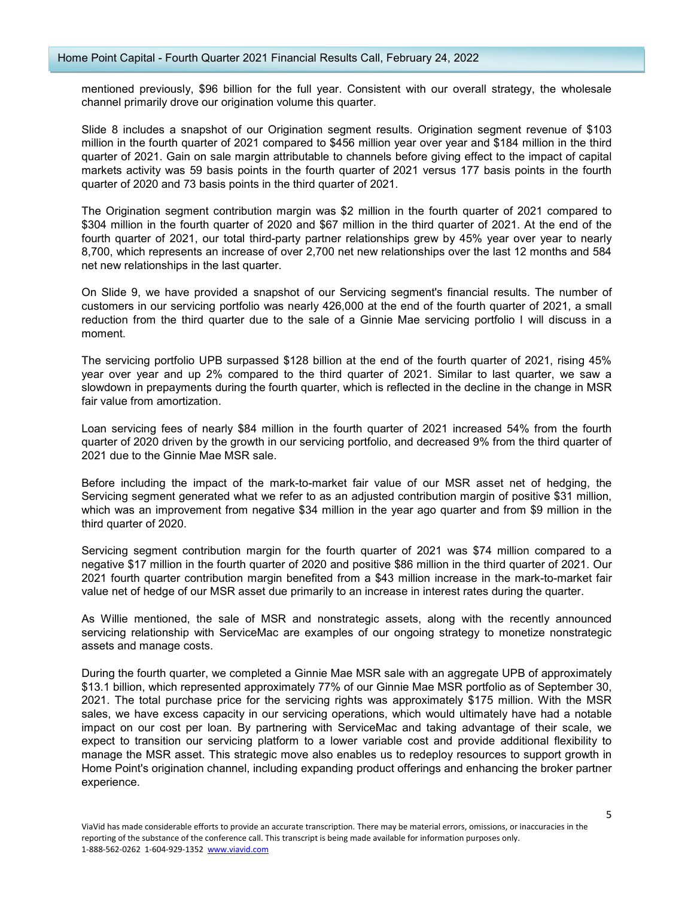mentioned previously, $96 billion for the full year. Consistent with our overall strategy, the wholesale channel primarily drove our origination volume this quarter.

Slide 8 includes a snapshot of our Origination segment results. Origination segment revenue of $103 million in the fourth quarter of 2021 compared to $456 million year over year and $184 million in the third quarter of 2021. Gain on sale margin attributable to channels before giving effect to the impact of capital markets activity was 59 basis points in the fourth quarter of 2021 versus 177 basis points in the fourth quarter of 2020 and 73 basis points in the third quarter of 2021.

The Origination segment contribution margin was $2 million in the fourth quarter of 2021 compared to $304 million in the fourth quarter of 2020 and $67 million in the third quarter of 2021. At the end of the fourth quarter of 2021, our total third-party partner relationships grew by 45% year over year to nearly 8,700, which represents an increase of over 2,700 net new relationships over the last 12 months and 584 net new relationships in the last quarter.

On Slide 9, we have provided a snapshot of our Servicing segment's financial results. The number of customers in our servicing portfolio was nearly 426,000 at the end of the fourth quarter of 2021, a small reduction from the third quarter due to the sale of a Ginnie Mae servicing portfolio I will discuss in a moment.

The servicing portfolio UPB surpassed $128 billion at the end of the fourth quarter of 2021, rising 45% year over year and up 2% compared to the third quarter of 2021. Similar to last quarter, we saw a slowdown in prepayments during the fourth quarter, which is reflected in the decline in the change in MSR fair value from amortization.

Loan servicing fees of nearly $84 million in the fourth quarter of 2021 increased 54% from the fourth quarter of 2020 driven by the growth in our servicing portfolio, and decreased 9% from the third quarter of 2021 due to the Ginnie Mae MSR sale.

Before including the impact of the mark-to-market fair value of our MSR asset net of hedging, the Servicing segment generated what we refer to as an adjusted contribution margin of positive $31 million, which was an improvement from negative $34 million in the year ago quarter and from $9 million in the third quarter of 2020.

Servicing segment contribution margin for the fourth quarter of 2021 was $74 million compared to a negative $17 million in the fourth quarter of 2020 and positive $86 million in the third quarter of 2021. Our 2021 fourth quarter contribution margin benefited from a $43 million increase in the mark-to-market fair value net of hedge of our MSR asset due primarily to an increase in interest rates during the quarter.

As Willie mentioned, the sale of MSR and nonstrategic assets, along with the recently announced servicing relationship with ServiceMac are examples of our ongoing strategy to monetize nonstrategic assets and manage costs.

During the fourth quarter, we completed a Ginnie Mae MSR sale with an aggregate UPB of approximately $13.1 billion, which represented approximately 77% of our Ginnie Mae MSR portfolio as of September 30, 2021. The total purchase price for the servicing rights was approximately $175 million. With the MSR sales, we have excess capacity in our servicing operations, which would ultimately have had a notable impact on our cost per loan. By partnering with ServiceMac and taking advantage of their scale, we expect to transition our servicing platform to a lower variable cost and provide additional flexibility to manage the MSR asset. This strategic move also enables us to redeploy resources to support growth in Home Point's origination channel, including expanding product offerings and enhancing the broker partner experience.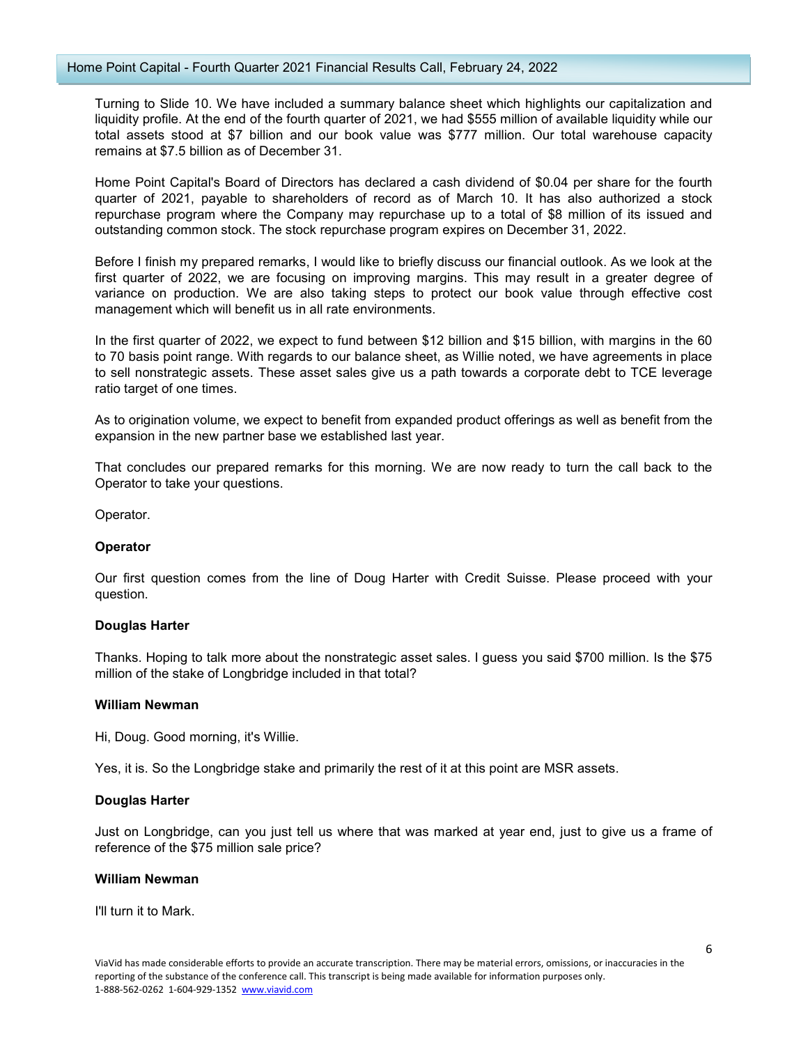Turning to Slide 10. We have included a summary balance sheet which highlights our capitalization and liquidity profile. At the end of the fourth quarter of 2021, we had $555 million of available liquidity while our total assets stood at $7 billion and our book value was $777 million. Our total warehouse capacity remains at $7.5 billion as of December 31.

Home Point Capital's Board of Directors has declared a cash dividend of $0.04 per share for the fourth quarter of 2021, payable to shareholders of record as of March 10. It has also authorized a stock repurchase program where the Company may repurchase up to a total of $8 million of its issued and outstanding common stock. The stock repurchase program expires on December 31, 2022.

Before I finish my prepared remarks, I would like to briefly discuss our financial outlook. As we look at the first quarter of 2022, we are focusing on improving margins. This may result in a greater degree of variance on production. We are also taking steps to protect our book value through effective cost management which will benefit us in all rate environments.

In the first quarter of 2022, we expect to fund between $12 billion and $15 billion, with margins in the 60 to 70 basis point range. With regards to our balance sheet, as Willie noted, we have agreements in place to sell nonstrategic assets. These asset sales give us a path towards a corporate debt to TCE leverage ratio target of one times.

As to origination volume, we expect to benefit from expanded product offerings as well as benefit from the expansion in the new partner base we established last year.

That concludes our prepared remarks for this morning. We are now ready to turn the call back to the Operator to take your questions.

Operator.

**Operator**

Our first question comes from the line of Doug Harter with Credit Suisse. Please proceed with your question.

**Douglas Harter**

Thanks. Hoping to talk more about the nonstrategic asset sales. I guess you said $700 million. Is the $75 million of the stake of Longbridge included in that total?

**William Newman**

Hi, Doug. Good morning, it's Willie.

Yes, it is. So the Longbridge stake and primarily the rest of it at this point are MSR assets.

**Douglas Harter**

Just on Longbridge, can you just tell us where that was marked at year end, just to give us a frame of reference of the $75 million sale price?

**William Newman**

I'll turn it to Mark.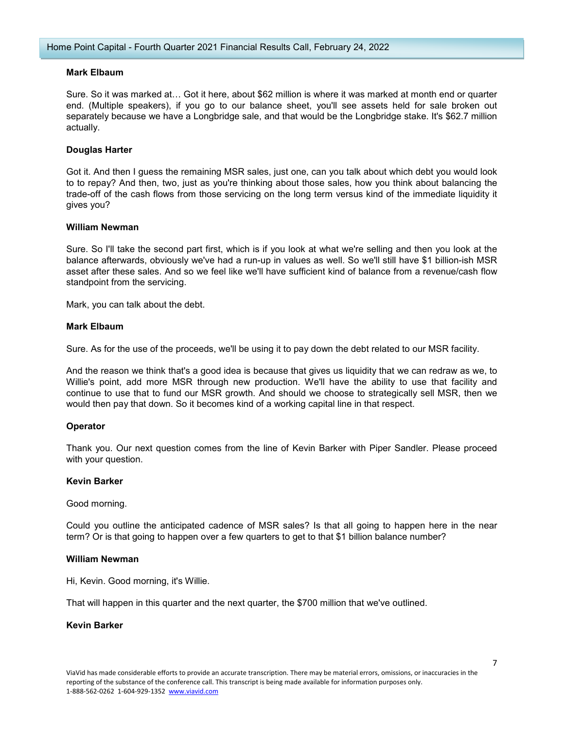**Mark Elbaum**

Sure. So it was marked at… Got it here, about $62 million is where it was marked at month end or quarter end. (Multiple speakers), if you go to our balance sheet, you'll see assets held for sale broken out separately because we have a Longbridge sale, and that would be the Longbridge stake. It's $62.7 million actually.

**Douglas Harter**

Got it. And then I guess the remaining MSR sales, just one, can you talk about which debt you would look to to repay? And then, two, just as you're thinking about those sales, how you think about balancing the trade-off of the cash flows from those servicing on the long term versus kind of the immediate liquidity it gives you?

**William Newman**

Sure. So I'll take the second part first, which is if you look at what we're selling and then you look at the balance afterwards, obviously we've had a run-up in values as well. So we'll still have $1 billion-ish MSR asset after these sales. And so we feel like we'll have sufficient kind of balance from a revenue/cash flow standpoint from the servicing.

Mark, you can talk about the debt.

**Mark Elbaum**

Sure. As for the use of the proceeds, we'll be using it to pay down the debt related to our MSR facility.

And the reason we think that's a good idea is because that gives us liquidity that we can redraw as we, to Willie's point, add more MSR through new production. We'll have the ability to use that facility and continue to use that to fund our MSR growth. And should we choose to strategically sell MSR, then we would then pay that down. So it becomes kind of a working capital line in that respect.

**Operator**

Thank you. Our next question comes from the line of Kevin Barker with Piper Sandler. Please proceed with your question.

**Kevin Barker**

Good morning.

Could you outline the anticipated cadence of MSR sales? Is that all going to happen here in the near term? Or is that going to happen over a few quarters to get to that $1 billion balance number?

**William Newman**

Hi, Kevin. Good morning, it's Willie.

That will happen in this quarter and the next quarter, the $700 million that we've outlined.

**Kevin Barker**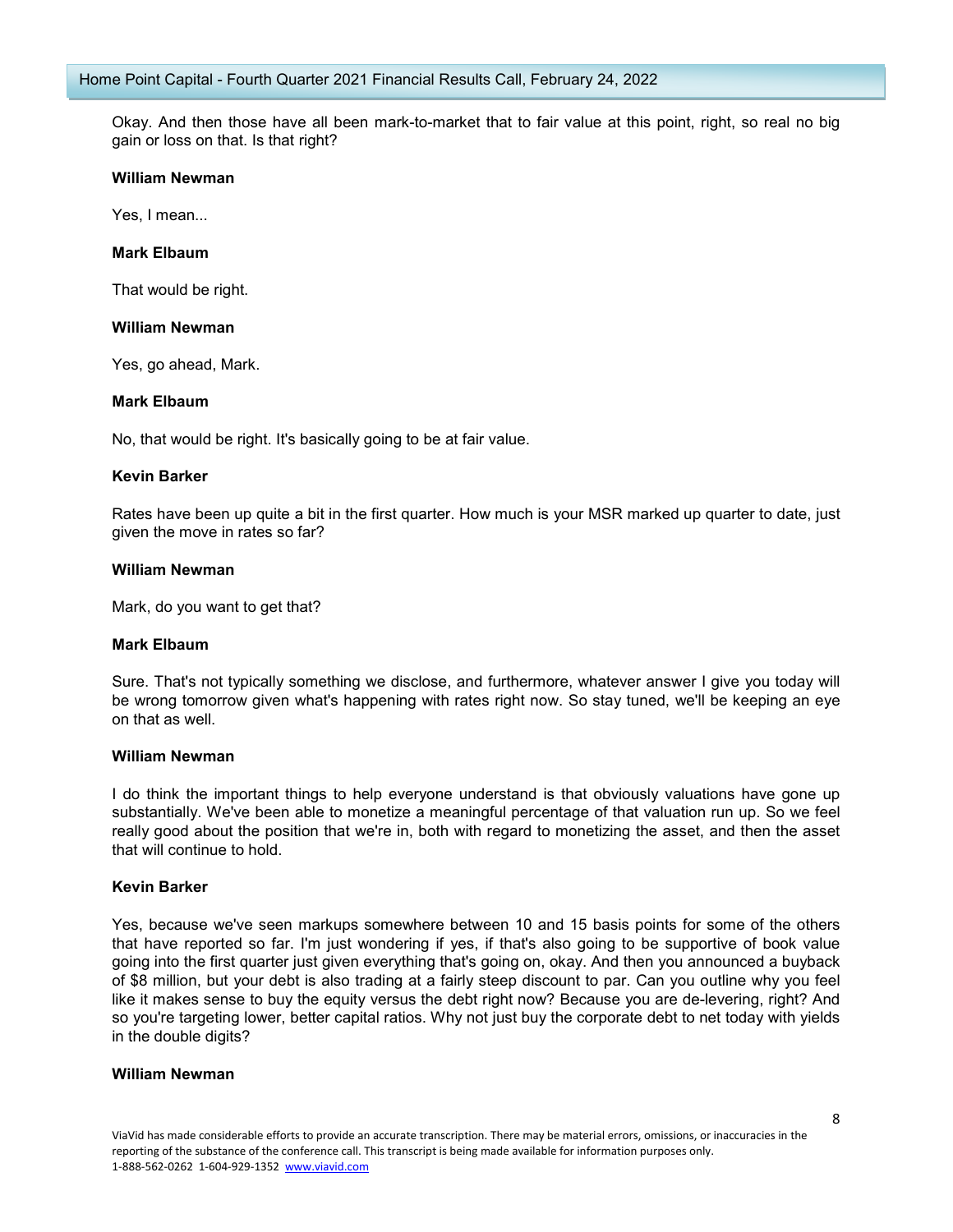Okay. And then those have all been mark-to-market that to fair value at this point, right, so real no big gain or loss on that. Is that right?

**William Newman**

Yes, I mean...

**Mark Elbaum**

That would be right.

**William Newman**

Yes, go ahead, Mark.

**Mark Elbaum**

No, that would be right. It's basically going to be at fair value.

**Kevin Barker**

Rates have been up quite a bit in the first quarter. How much is your MSR marked up quarter to date, just given the move in rates so far?

**William Newman**

Mark, do you want to get that?

**Mark Elbaum**

Sure. That's not typically something we disclose, and furthermore, whatever answer I give you today will be wrong tomorrow given what's happening with rates right now. So stay tuned, we'll be keeping an eye on that as well.

**William Newman**

I do think the important things to help everyone understand is that obviously valuations have gone up substantially. We've been able to monetize a meaningful percentage of that valuation run up. So we feel really good about the position that we're in, both with regard to monetizing the asset, and then the asset that will continue to hold.

**Kevin Barker**

Yes, because we've seen markups somewhere between 10 and 15 basis points for some of the others that have reported so far. I'm just wondering if yes, if that's also going to be supportive of book value going into the first quarter just given everything that's going on, okay. And then you announced a buyback of $8 million, but your debt is also trading at a fairly steep discount to par. Can you outline why you feel like it makes sense to buy the equity versus the debt right now? Because you are de-levering, right? And so you're targeting lower, better capital ratios. Why not just buy the corporate debt to net today with yields in the double digits?

**William Newman**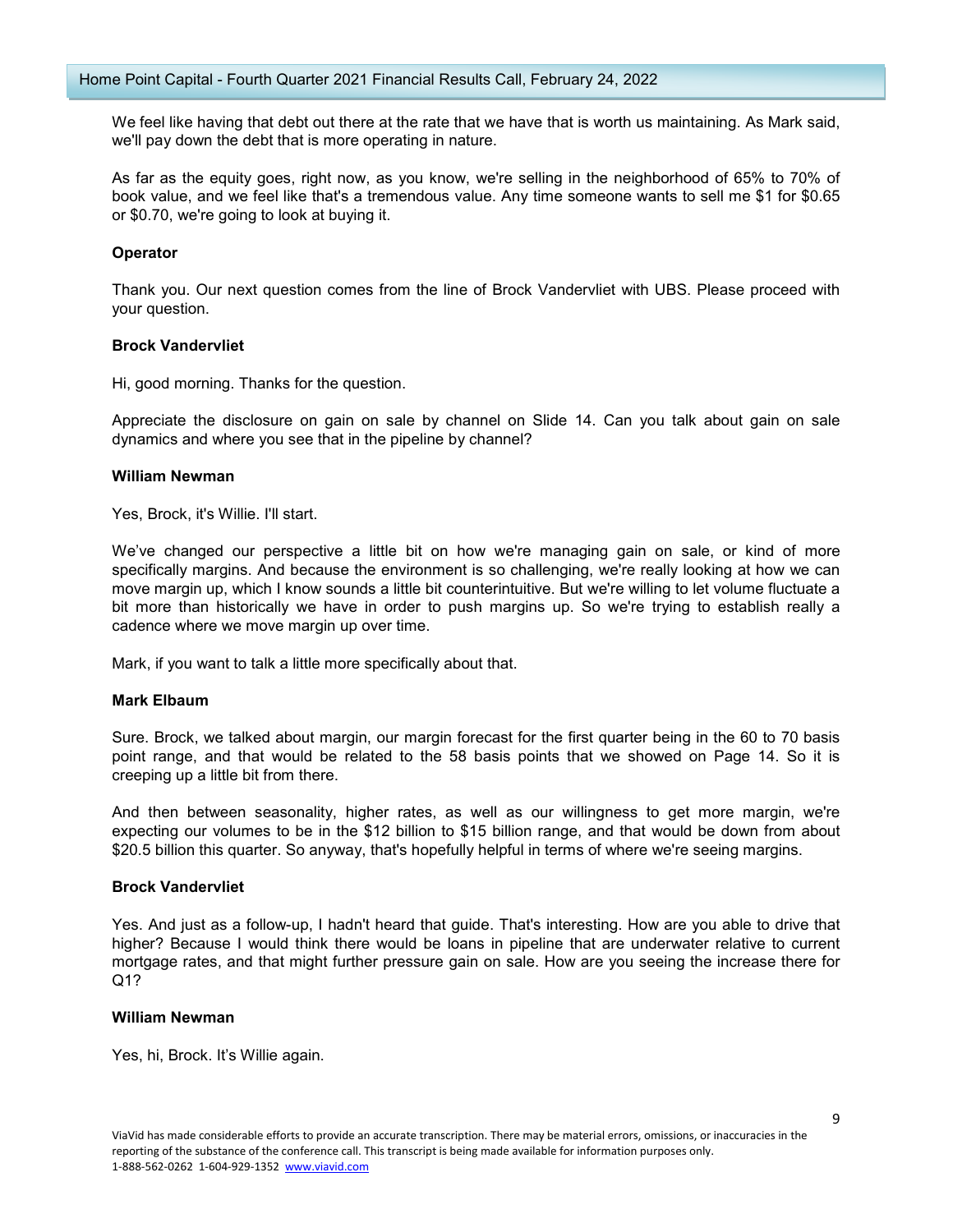We feel like having that debt out there at the rate that we have that is worth us maintaining. As Mark said, we'll pay down the debt that is more operating in nature.

As far as the equity goes, right now, as you know, we're selling in the neighborhood of 65% to 70% of book value, and we feel like that's a tremendous value. Any time someone wants to sell me $1 for $0.65 or $0.70, we're going to look at buying it.

**Operator**

Thank you. Our next question comes from the line of Brock Vandervliet with UBS. Please proceed with your question.

**Brock Vandervliet**

Hi, good morning. Thanks for the question.

Appreciate the disclosure on gain on sale by channel on Slide 14. Can you talk about gain on sale dynamics and where you see that in the pipeline by channel?

**William Newman**

Yes, Brock, it's Willie. I'll start.

We've changed our perspective a little bit on how we're managing gain on sale, or kind of more specifically margins. And because the environment is so challenging, we're really looking at how we can move margin up, which I know sounds a little bit counterintuitive. But we're willing to let volume fluctuate a bit more than historically we have in order to push margins up. So we're trying to establish really a cadence where we move margin up over time.

Mark, if you want to talk a little more specifically about that.

**Mark Elbaum**

Sure. Brock, we talked about margin, our margin forecast for the first quarter being in the 60 to 70 basis point range, and that would be related to the 58 basis points that we showed on Page 14. So it is creeping up a little bit from there.

And then between seasonality, higher rates, as well as our willingness to get more margin, we're expecting our volumes to be in the $12 billion to $15 billion range, and that would be down from about $20.5 billion this quarter. So anyway, that's hopefully helpful in terms of where we're seeing margins.

**Brock Vandervliet**

Yes. And just as a follow-up, I hadn't heard that guide. That's interesting. How are you able to drive that higher? Because I would think there would be loans in pipeline that are underwater relative to current mortgage rates, and that might further pressure gain on sale. How are you seeing the increase there for Q1?

**William Newman**

Yes, hi, Brock. It's Willie again.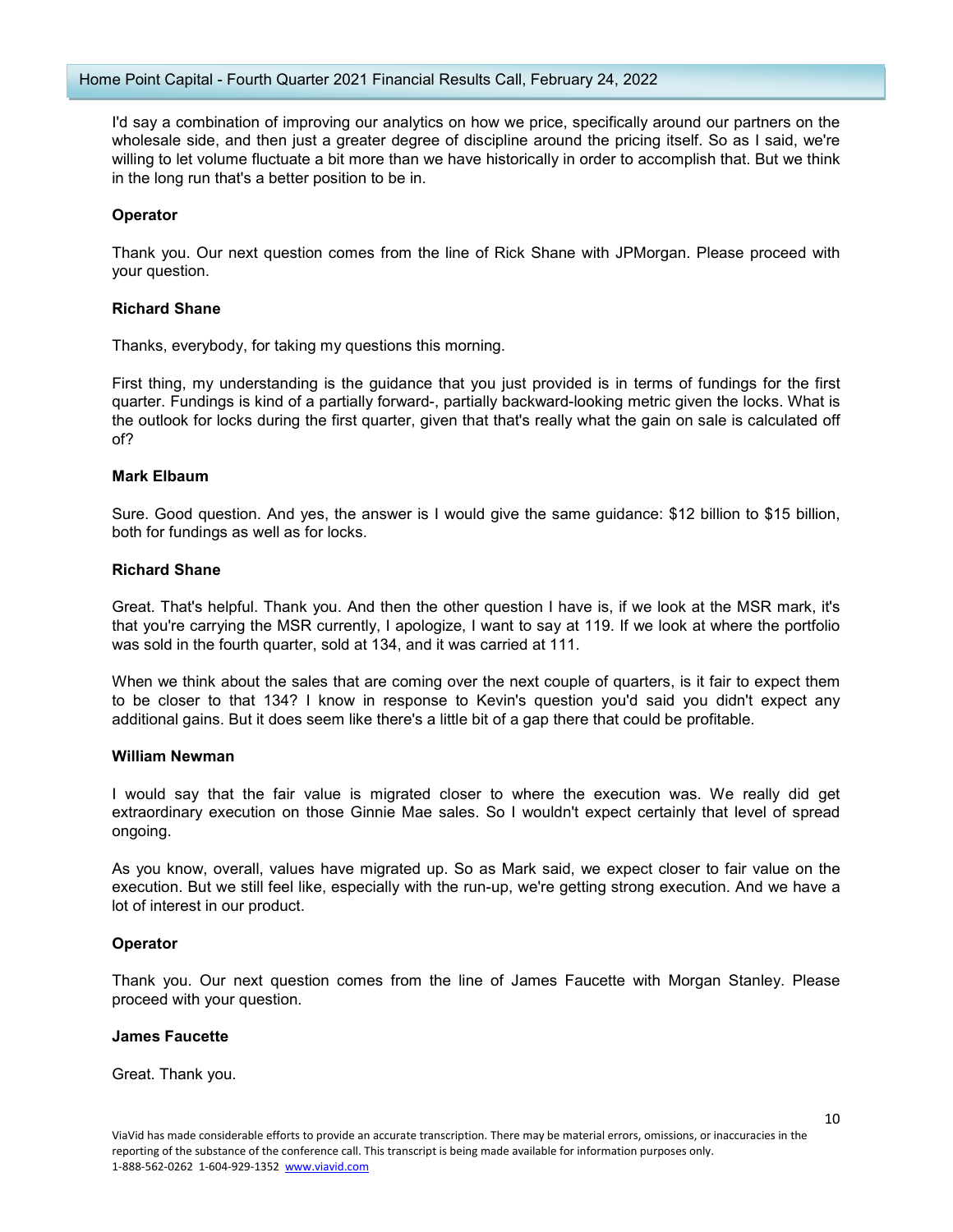I'd say a combination of improving our analytics on how we price, specifically around our partners on the wholesale side, and then just a greater degree of discipline around the pricing itself. So as I said, we're willing to let volume fluctuate a bit more than we have historically in order to accomplish that. But we think in the long run that's a better position to be in.

**Operator**

Thank you. Our next question comes from the line of Rick Shane with JPMorgan. Please proceed with your question.

**Richard Shane**

Thanks, everybody, for taking my questions this morning.

First thing, my understanding is the guidance that you just provided is in terms of fundings for the first quarter. Fundings is kind of a partially forward-, partially backward-looking metric given the locks. What is the outlook for locks during the first quarter, given that that's really what the gain on sale is calculated off of?

**Mark Elbaum**

Sure. Good question. And yes, the answer is I would give the same guidance: $12 billion to $15 billion, both for fundings as well as for locks.

**Richard Shane**

Great. That's helpful. Thank you. And then the other question I have is, if we look at the MSR mark, it's that you're carrying the MSR currently, I apologize, I want to say at 119. If we look at where the portfolio was sold in the fourth quarter, sold at 134, and it was carried at 111.

When we think about the sales that are coming over the next couple of quarters, is it fair to expect them to be closer to that 134? I know in response to Kevin's question you'd said you didn't expect any additional gains. But it does seem like there's a little bit of a gap there that could be profitable.

**William Newman**

I would say that the fair value is migrated closer to where the execution was. We really did get extraordinary execution on those Ginnie Mae sales. So I wouldn't expect certainly that level of spread ongoing.

As you know, overall, values have migrated up. So as Mark said, we expect closer to fair value on the execution. But we still feel like, especially with the run-up, we're getting strong execution. And we have a lot of interest in our product.

**Operator**

Thank you. Our next question comes from the line of James Faucette with Morgan Stanley. Please proceed with your question.

**James Faucette**

Great. Thank you.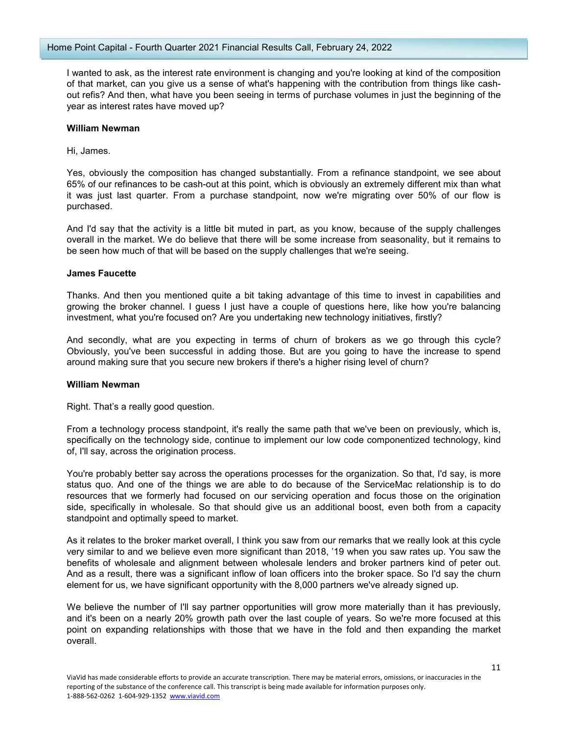I wanted to ask, as the interest rate environment is changing and you're looking at kind of the composition of that market, can you give us a sense of what's happening with the contribution from things like cash-out refis? And then, what have you been seeing in terms of purchase volumes in just the beginning of the year as interest rates have moved up?

**William Newman**

Hi, James.

Yes, obviously the composition has changed substantially. From a refinance standpoint, we see about 65% of our refinances to be cash-out at this point, which is obviously an extremely different mix than what it was just last quarter. From a purchase standpoint, now we're migrating over 50% of our flow is purchased.

And I'd say that the activity is a little bit muted in part, as you know, because of the supply challenges overall in the market. We do believe that there will be some increase from seasonality, but it remains to be seen how much of that will be based on the supply challenges that we're seeing.

**James Faucette**

Thanks. And then you mentioned quite a bit taking advantage of this time to invest in capabilities and growing the broker channel. I guess I just have a couple of questions here, like how you're balancing investment, what you're focused on? Are you undertaking new technology initiatives, firstly?

And secondly, what are you expecting in terms of churn of brokers as we go through this cycle? Obviously, you've been successful in adding those. But are you going to have the increase to spend around making sure that you secure new brokers if there's a higher rising level of churn?

**William Newman**

Right. That's a really good question.

From a technology process standpoint, it's really the same path that we've been on previously, which is, specifically on the technology side, continue to implement our low code componentized technology, kind of, I'll say, across the origination process.

You're probably better say across the operations processes for the organization. So that, I'd say, is more status quo. And one of the things we are able to do because of the ServiceMac relationship is to do resources that we formerly had focused on our servicing operation and focus those on the origination side, specifically in wholesale. So that should give us an additional boost, even both from a capacity standpoint and optimally speed to market.

As it relates to the broker market overall, I think you saw from our remarks that we really look at this cycle very similar to and we believe even more significant than 2018, '19 when you saw rates up. You saw the benefits of wholesale and alignment between wholesale lenders and broker partners kind of peter out. And as a result, there was a significant inflow of loan officers into the broker space. So I'd say the churn element for us, we have significant opportunity with the 8,000 partners we've already signed up.

We believe the number of I'll say partner opportunities will grow more materially than it has previously, and it's been on a nearly 20% growth path over the last couple of years. So we're more focused at this point on expanding relationships with those that we have in the fold and then expanding the market overall.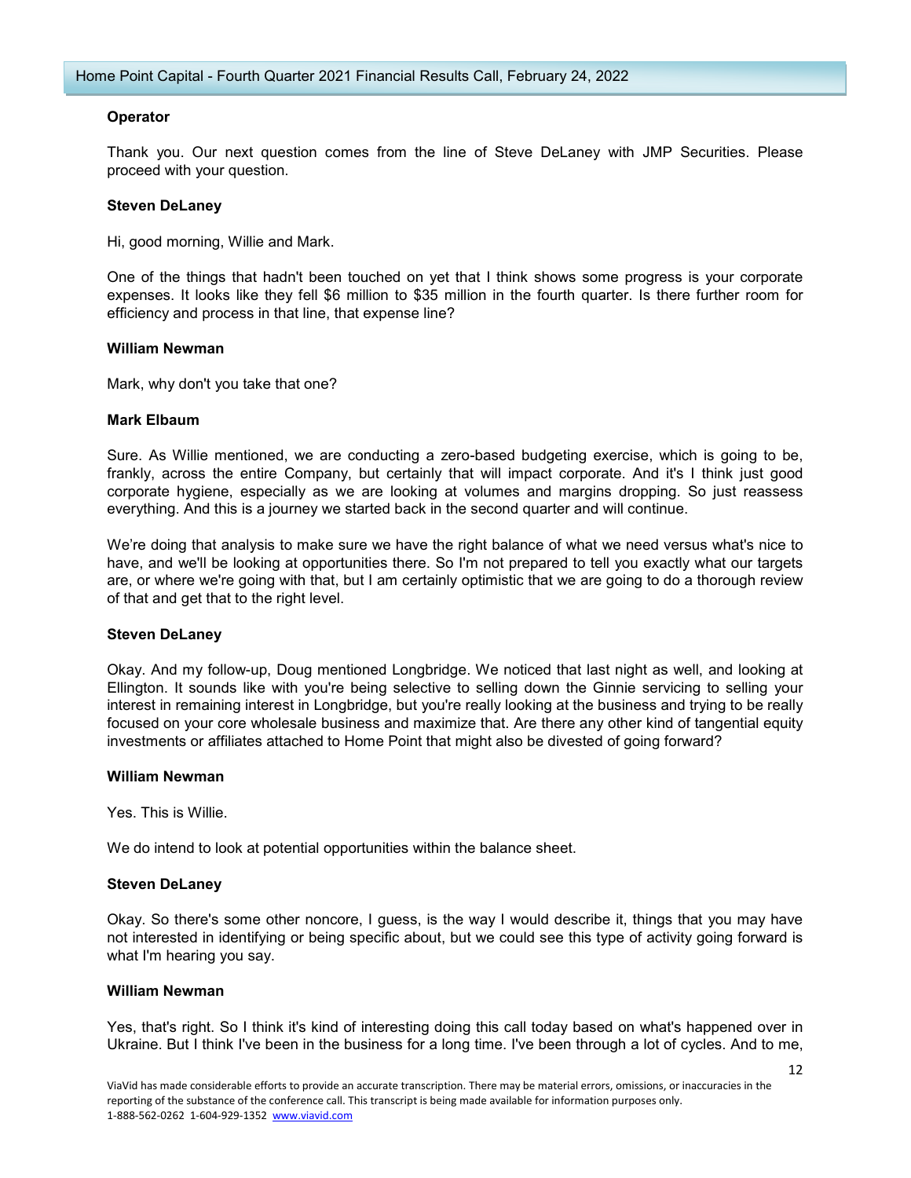**Operator**

Thank you. Our next question comes from the line of Steve DeLaney with JMP Securities. Please proceed with your question.

**Steven DeLaney**

Hi, good morning, Willie and Mark.

One of the things that hadn't been touched on yet that I think shows some progress is your corporate expenses. It looks like they fell $6 million to $35 million in the fourth quarter. Is there further room for efficiency and process in that line, that expense line?

**William Newman**

Mark, why don't you take that one?

**Mark Elbaum**

Sure. As Willie mentioned, we are conducting a zero-based budgeting exercise, which is going to be, frankly, across the entire Company, but certainly that will impact corporate. And it's I think just good corporate hygiene, especially as we are looking at volumes and margins dropping. So just reassess everything. And this is a journey we started back in the second quarter and will continue.

We're doing that analysis to make sure we have the right balance of what we need versus what's nice to have, and we'll be looking at opportunities there. So I'm not prepared to tell you exactly what our targets are, or where we're going with that, but I am certainly optimistic that we are going to do a thorough review of that and get that to the right level.

**Steven DeLaney**

Okay. And my follow-up, Doug mentioned Longbridge. We noticed that last night as well, and looking at Ellington. It sounds like with you're being selective to selling down the Ginnie servicing to selling your interest in remaining interest in Longbridge, but you're really looking at the business and trying to be really focused on your core wholesale business and maximize that. Are there any other kind of tangential equity investments or affiliates attached to Home Point that might also be divested of going forward?

**William Newman**

Yes. This is Willie.

We do intend to look at potential opportunities within the balance sheet.

**Steven DeLaney**

Okay. So there's some other noncore, I guess, is the way I would describe it, things that you may have not interested in identifying or being specific about, but we could see this type of activity going forward is what I'm hearing you say.

**William Newman**

Yes, that's right. So I think it's kind of interesting doing this call today based on what's happened over in Ukraine. But I think I've been in the business for a long time. I've been through a lot of cycles. And to me,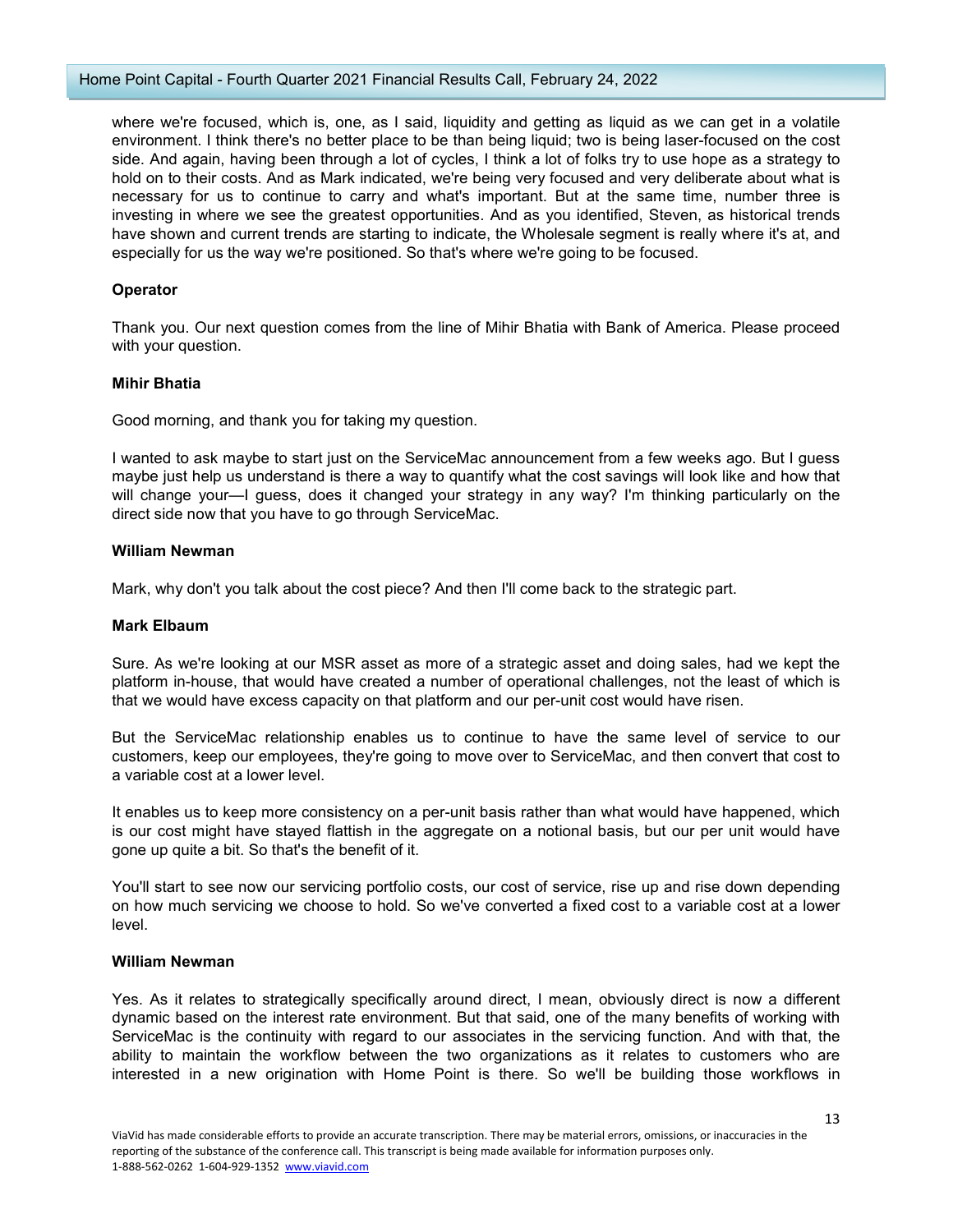where we're focused, which is, one, as I said, liquidity and getting as liquid as we can get in a volatile environment. I think there's no better place to be than being liquid; two is being laser-focused on the cost side. And again, having been through a lot of cycles, I think a lot of folks try to use hope as a strategy to hold on to their costs. And as Mark indicated, we're being very focused and very deliberate about what is necessary for us to continue to carry and what's important. But at the same time, number three is investing in where we see the greatest opportunities. And as you identified, Steven, as historical trends have shown and current trends are starting to indicate, the Wholesale segment is really where it's at, and especially for us the way we're positioned. So that's where we're going to be focused.

**Operator**

Thank you. Our next question comes from the line of Mihir Bhatia with Bank of America. Please proceed with your question.

**Mihir Bhatia**

Good morning, and thank you for taking my question.

I wanted to ask maybe to start just on the ServiceMac announcement from a few weeks ago. But I guess maybe just help us understand is there a way to quantify what the cost savings will look like and how that will change your—I guess, does it changed your strategy in any way? I'm thinking particularly on the direct side now that you have to go through ServiceMac.

**William Newman**

Mark, why don't you talk about the cost piece? And then I'll come back to the strategic part.

**Mark Elbaum**

Sure. As we're looking at our MSR asset as more of a strategic asset and doing sales, had we kept the platform in-house, that would have created a number of operational challenges, not the least of which is that we would have excess capacity on that platform and our per-unit cost would have risen.

But the ServiceMac relationship enables us to continue to have the same level of service to our customers, keep our employees, they're going to move over to ServiceMac, and then convert that cost to a variable cost at a lower level.

It enables us to keep more consistency on a per-unit basis rather than what would have happened, which is our cost might have stayed flattish in the aggregate on a notional basis, but our per unit would have gone up quite a bit. So that's the benefit of it.

You'll start to see now our servicing portfolio costs, our cost of service, rise up and rise down depending on how much servicing we choose to hold. So we've converted a fixed cost to a variable cost at a lower level.

**William Newman**

Yes. As it relates to strategically specifically around direct, I mean, obviously direct is now a different dynamic based on the interest rate environment. But that said, one of the many benefits of working with ServiceMac is the continuity with regard to our associates in the servicing function. And with that, the ability to maintain the workflow between the two organizations as it relates to customers who are interested in a new origination with Home Point is there. So we'll be building those workflows in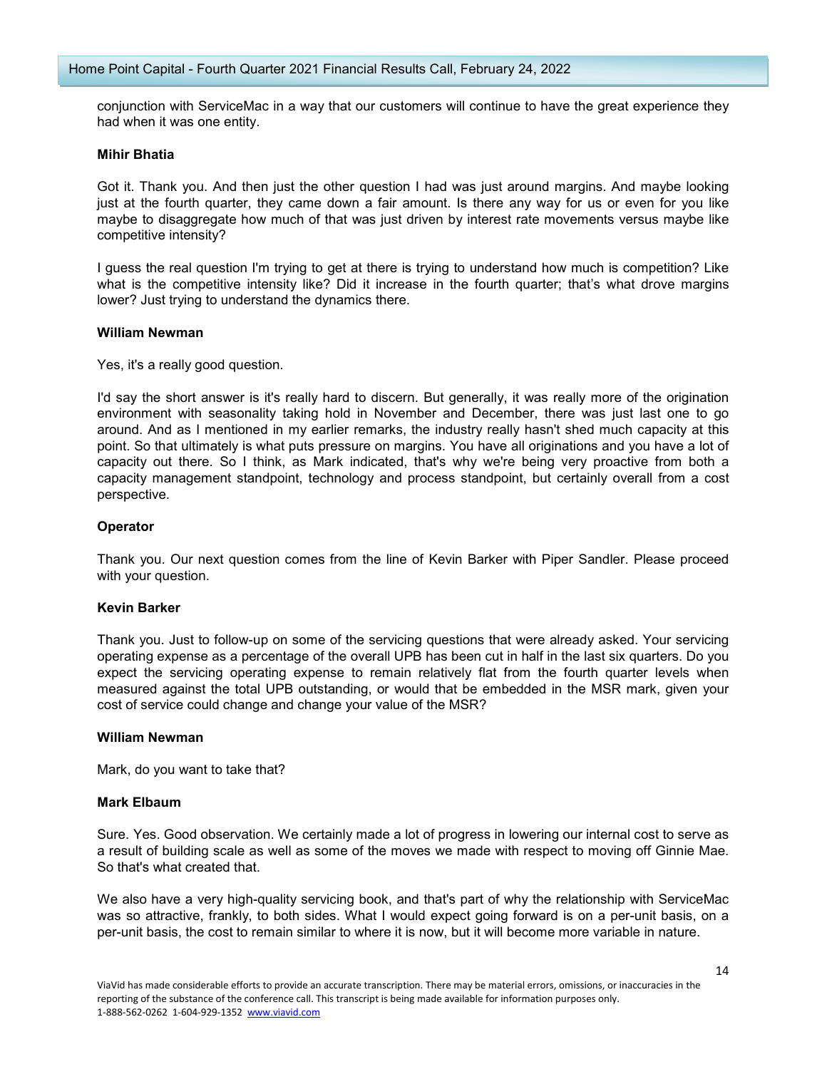conjunction with ServiceMac in a way that our customers will continue to have the great experience they had when it was one entity.

**Mihir Bhatia**

Got it. Thank you. And then just the other question I had was just around margins. And maybe looking just at the fourth quarter, they came down a fair amount. Is there any way for us or even for you like maybe to disaggregate how much of that was just driven by interest rate movements versus maybe like competitive intensity?

I guess the real question I'm trying to get at there is trying to understand how much is competition? Like what is the competitive intensity like? Did it increase in the fourth quarter; that's what drove margins lower? Just trying to understand the dynamics there.

**William Newman**

Yes, it's a really good question.

I'd say the short answer is it's really hard to discern. But generally, it was really more of the origination environment with seasonality taking hold in November and December, there was just last one to go around. And as I mentioned in my earlier remarks, the industry really hasn't shed much capacity at this point. So that ultimately is what puts pressure on margins. You have all originations and you have a lot of capacity out there. So I think, as Mark indicated, that's why we're being very proactive from both a capacity management standpoint, technology and process standpoint, but certainly overall from a cost perspective.

**Operator**

Thank you. Our next question comes from the line of Kevin Barker with Piper Sandler. Please proceed with your question.

**Kevin Barker**

Thank you. Just to follow-up on some of the servicing questions that were already asked. Your servicing operating expense as a percentage of the overall UPB has been cut in half in the last six quarters. Do you expect the servicing operating expense to remain relatively flat from the fourth quarter levels when measured against the total UPB outstanding, or would that be embedded in the MSR mark, given your cost of service could change and change your value of the MSR?

**William Newman**

Mark, do you want to take that?

**Mark Elbaum**

Sure. Yes. Good observation. We certainly made a lot of progress in lowering our internal cost to serve as a result of building scale as well as some of the moves we made with respect to moving off Ginnie Mae. So that's what created that.

We also have a very high-quality servicing book, and that's part of why the relationship with ServiceMac was so attractive, frankly, to both sides. What I would expect going forward is on a per-unit basis, on a per-unit basis, the cost to remain similar to where it is now, but it will become more variable in nature.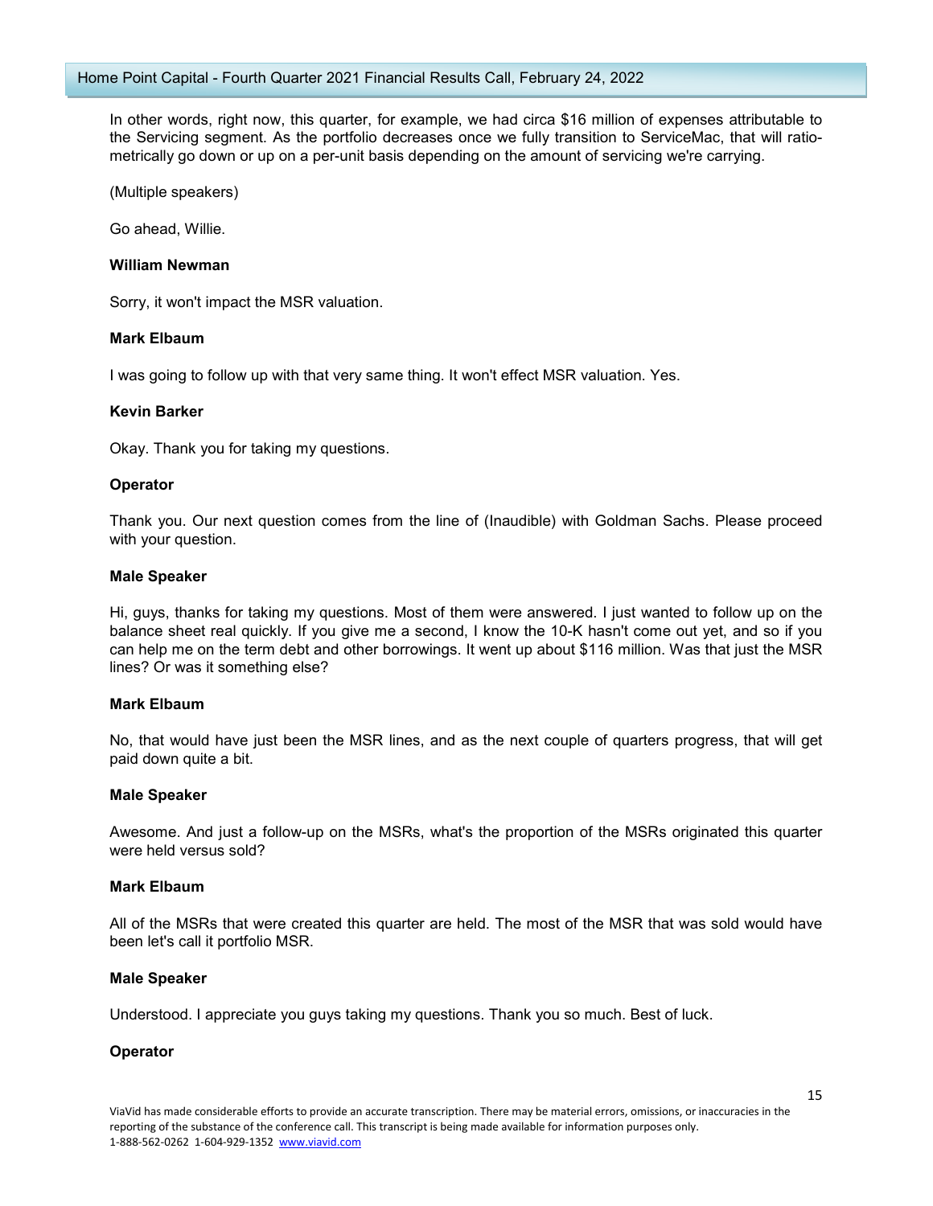In other words, right now, this quarter, for example, we had circa $16 million of expenses attributable to the Servicing segment. As the portfolio decreases once we fully transition to ServiceMac, that will ratio-metrically go down or up on a per-unit basis depending on the amount of servicing we're carrying.

(Multiple speakers)

Go ahead, Willie.

**William Newman**

Sorry, it won't impact the MSR valuation.

**Mark Elbaum**

I was going to follow up with that very same thing. It won't effect MSR valuation. Yes.

**Kevin Barker**

Okay. Thank you for taking my questions.

**Operator**

Thank you. Our next question comes from the line of (Inaudible) with Goldman Sachs. Please proceed with your question.

**Male Speaker**

Hi, guys, thanks for taking my questions. Most of them were answered. I just wanted to follow up on the balance sheet real quickly. If you give me a second, I know the 10-K hasn't come out yet, and so if you can help me on the term debt and other borrowings. It went up about $116 million. Was that just the MSR lines? Or was it something else?

**Mark Elbaum**

No, that would have just been the MSR lines, and as the next couple of quarters progress, that will get paid down quite a bit.

**Male Speaker**

Awesome. And just a follow-up on the MSRs, what's the proportion of the MSRs originated this quarter were held versus sold?

**Mark Elbaum**

All of the MSRs that were created this quarter are held. The most of the MSR that was sold would have been let's call it portfolio MSR.

**Male Speaker**

Understood. I appreciate you guys taking my questions. Thank you so much. Best of luck.

**Operator**

ViaVid has made considerable efforts to provide an accurate transcription. There may be material errors, omissions, or inaccuracies in the reporting of the substance of the conference call. This transcript is being made available for information purposes only.
1-888-562-0262 1-604-929-1352 www.viavid.com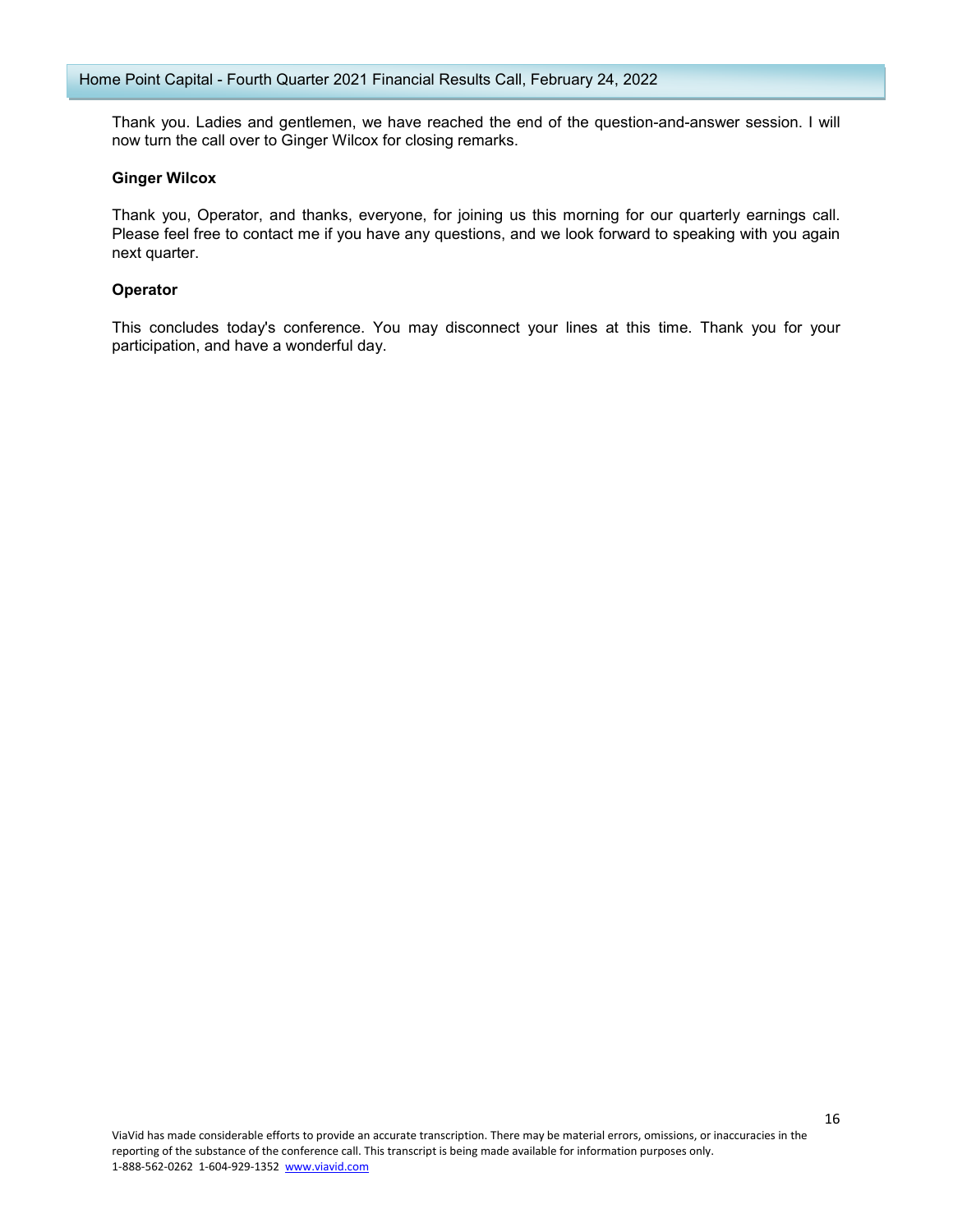Thank you. Ladies and gentlemen, we have reached the end of the question-and-answer session. I will now turn the call over to Ginger Wilcox for closing remarks.

**Ginger Wilcox**

Thank you, Operator, and thanks, everyone, for joining us this morning for our quarterly earnings call. Please feel free to contact me if you have any questions, and we look forward to speaking with you again next quarter.

**Operator**

This concludes today's conference. You may disconnect your lines at this time. Thank you for your participation, and have a wonderful day.